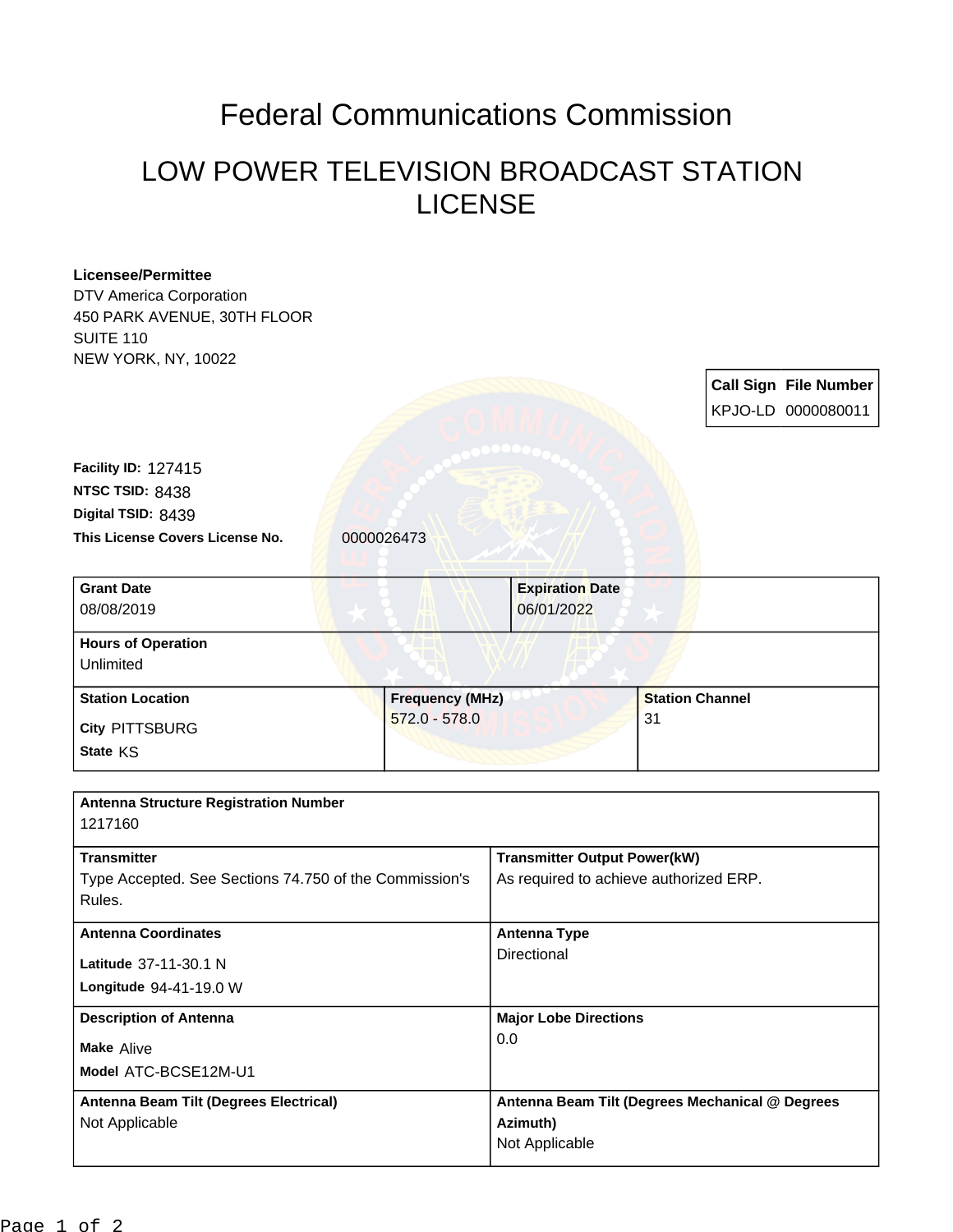# Federal Communications Commission

## LOW POWER TELEVISION BROADCAST STATION LICENSE

**Licensee/Permittee**
DTV America Corporation
450 PARK AVENUE, 30TH FLOOR
SUITE 110
NEW YORK, NY, 10022

| Call Sign | File Number |
|---|---|
| KPJO-LD | 0000080011 |

**Facility ID:** 127415
**NTSC TSID:** 8438
**Digital TSID:** 8439
**This License Covers License No.** 0000026473

| Grant Date | Expiration Date |
|---|---|
| 08/08/2019 | 06/01/2022 |

| Hours of Operation |
|---|
| Unlimited |

| Station Location | Frequency (MHz) | Station Channel |
|---|---|---|
| City PITTSBURG<br>State KS | 572.0 - 578.0 | 31 |

| Antenna Structure Registration Number | |
|---|---|
| 1217160 | |
| **Transmitter**<br>Type Accepted. See Sections 74.750 of the Commission's Rules. | **Transmitter Output Power(kW)**<br>As required to achieve authorized ERP. |
| **Antenna Coordinates**<br>Latitude 37-11-30.1 N<br>Longitude 94-41-19.0 W | **Antenna Type**<br>Directional |
| **Description of Antenna**<br>Make Alive<br>Model ATC-BCSE12M-U1 | **Major Lobe Directions**<br>0.0 |
| **Antenna Beam Tilt (Degrees Electrical)**<br>Not Applicable | **Antenna Beam Tilt (Degrees Mechanical @ Degrees Azimuth)**<br>Not Applicable |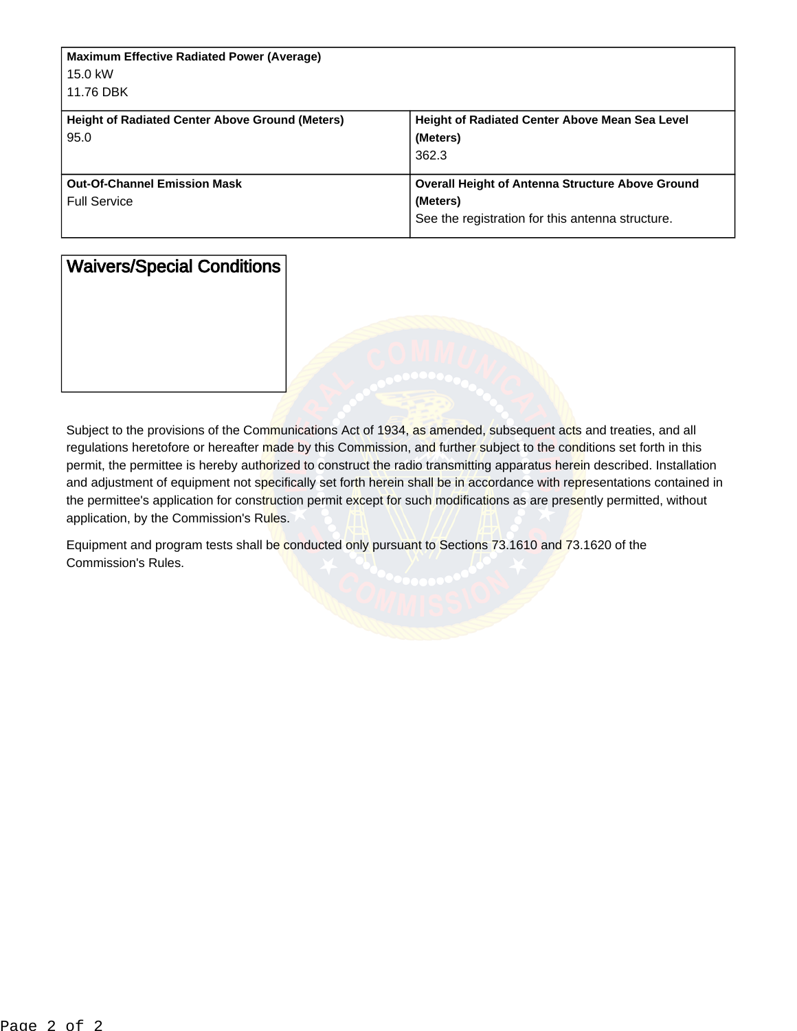| | |
|---|---|
| **Maximum Effective Radiated Power (Average)**<br>15.0 kW<br>11.76 DBK | |
| **Height of Radiated Center Above Ground (Meters)**<br>95.0 | **Height of Radiated Center Above Mean Sea Level (Meters)**<br>362.3 |
| **Out-Of-Channel Emission Mask**<br>Full Service | **Overall Height of Antenna Structure Above Ground (Meters)**<br>See the registration for this antenna structure. |

## Waivers/Special Conditions

Subject to the provisions of the Communications Act of 1934, as amended, subsequent acts and treaties, and all regulations heretofore or hereafter made by this Commission, and further subject to the conditions set forth in this permit, the permittee is hereby authorized to construct the radio transmitting apparatus herein described. Installation and adjustment of equipment not specifically set forth herein shall be in accordance with representations contained in the permittee's application for construction permit except for such modifications as are presently permitted, without application, by the Commission's Rules.

Equipment and program tests shall be conducted only pursuant to Sections 73.1610 and 73.1620 of the Commission's Rules.